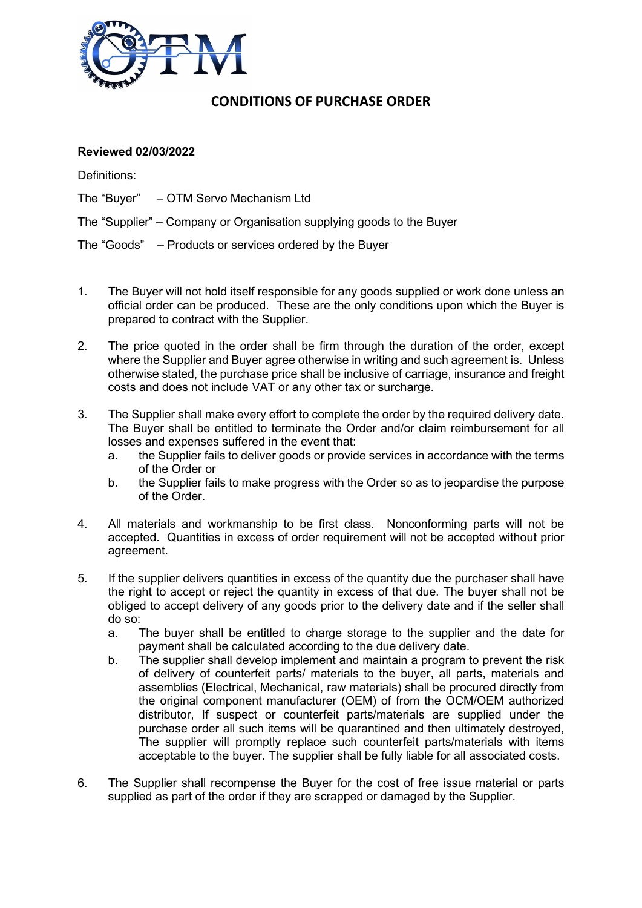OTM

# CONDITIONS OF PURCHASE ORDER

**Reviewed 02/03/2022**

Definitions:

The “Buyer” – OTM Servo Mechanism Ltd

The “Supplier” – Company or Organisation supplying goods to the Buyer

The “Goods” – Products or services ordered by the Buyer

1. The Buyer will not hold itself responsible for any goods supplied or work done unless an official order can be produced. These are the only conditions upon which the Buyer is prepared to contract with the Supplier.

2. The price quoted in the order shall be firm through the duration of the order, except where the Supplier and Buyer agree otherwise in writing and such agreement is. Unless otherwise stated, the purchase price shall be inclusive of carriage, insurance and freight costs and does not include VAT or any other tax or surcharge.

3. The Supplier shall make every effort to complete the order by the required delivery date. The Buyer shall be entitled to terminate the Order and/or claim reimbursement for all losses and expenses suffered in the event that:
   a. the Supplier fails to deliver goods or provide services in accordance with the terms of the Order or
   b. the Supplier fails to make progress with the Order so as to jeopardise the purpose of the Order.

4. All materials and workmanship to be first class. Nonconforming parts will not be accepted. Quantities in excess of order requirement will not be accepted without prior agreement.

5. If the supplier delivers quantities in excess of the quantity due the purchaser shall have the right to accept or reject the quantity in excess of that due. The buyer shall not be obliged to accept delivery of any goods prior to the delivery date and if the seller shall do so:
   a. The buyer shall be entitled to charge storage to the supplier and the date for payment shall be calculated according to the due delivery date.
   b. The supplier shall develop implement and maintain a program to prevent the risk of delivery of counterfeit parts/ materials to the buyer, all parts, materials and assemblies (Electrical, Mechanical, raw materials) shall be procured directly from the original component manufacturer (OEM) of from the OCM/OEM authorized distributor, If suspect or counterfeit parts/materials are supplied under the purchase order all such items will be quarantined and then ultimately destroyed, The supplier will promptly replace such counterfeit parts/materials with items acceptable to the buyer. The supplier shall be fully liable for all associated costs.

6. The Supplier shall recompense the Buyer for the cost of free issue material or parts supplied as part of the order if they are scrapped or damaged by the Supplier.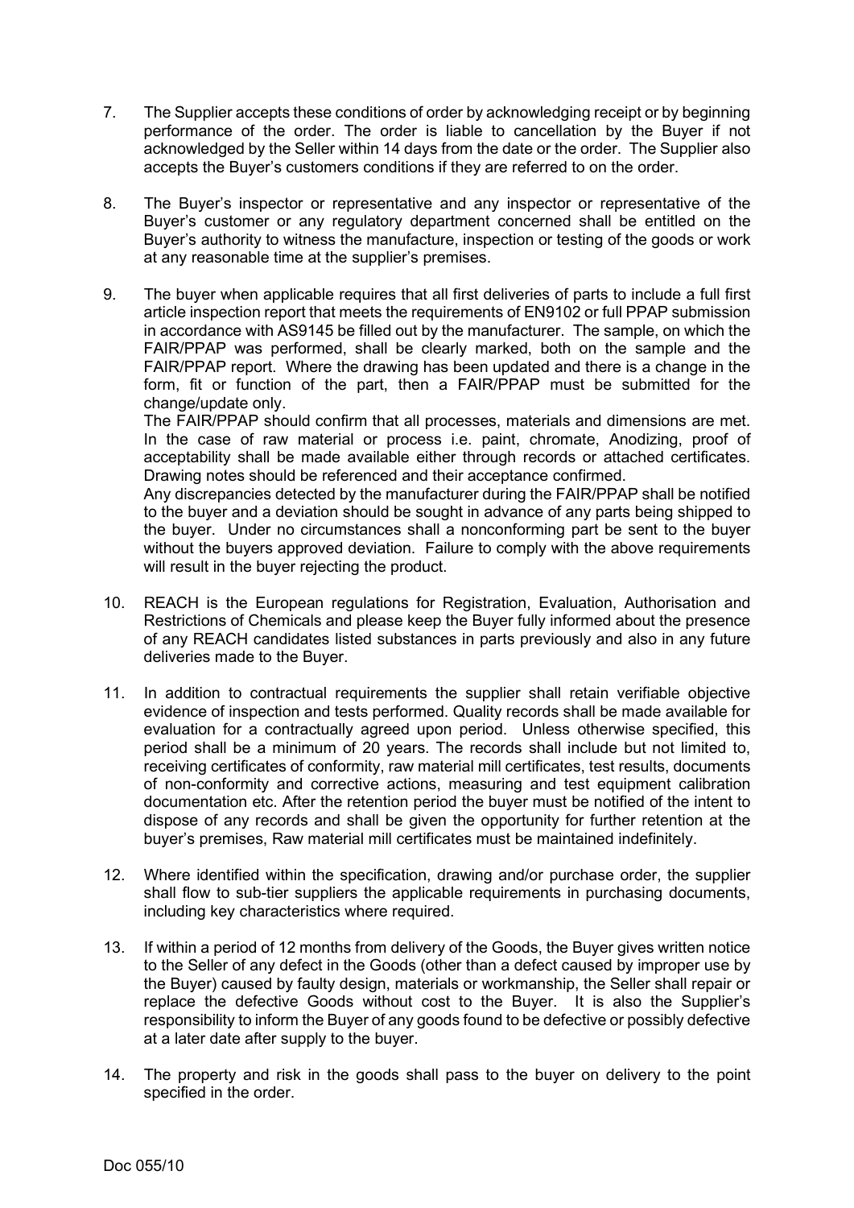7. The Supplier accepts these conditions of order by acknowledging receipt or by beginning performance of the order. The order is liable to cancellation by the Buyer if not acknowledged by the Seller within 14 days from the date or the order. The Supplier also accepts the Buyer's customers conditions if they are referred to on the order.

8. The Buyer's inspector or representative and any inspector or representative of the Buyer's customer or any regulatory department concerned shall be entitled on the Buyer's authority to witness the manufacture, inspection or testing of the goods or work at any reasonable time at the supplier's premises.

9. The buyer when applicable requires that all first deliveries of parts to include a full first article inspection report that meets the requirements of EN9102 or full PPAP submission in accordance with AS9145 be filled out by the manufacturer. The sample, on which the FAIR/PPAP was performed, shall be clearly marked, both on the sample and the FAIR/PPAP report. Where the drawing has been updated and there is a change in the form, fit or function of the part, then a FAIR/PPAP must be submitted for the change/update only.
   The FAIR/PPAP should confirm that all processes, materials and dimensions are met. In the case of raw material or process i.e. paint, chromate, Anodizing, proof of acceptability shall be made available either through records or attached certificates. Drawing notes should be referenced and their acceptance confirmed.
   Any discrepancies detected by the manufacturer during the FAIR/PPAP shall be notified to the buyer and a deviation should be sought in advance of any parts being shipped to the buyer. Under no circumstances shall a nonconforming part be sent to the buyer without the buyers approved deviation. Failure to comply with the above requirements will result in the buyer rejecting the product.

10. REACH is the European regulations for Registration, Evaluation, Authorisation and Restrictions of Chemicals and please keep the Buyer fully informed about the presence of any REACH candidates listed substances in parts previously and also in any future deliveries made to the Buyer.

11. In addition to contractual requirements the supplier shall retain verifiable objective evidence of inspection and tests performed. Quality records shall be made available for evaluation for a contractually agreed upon period. Unless otherwise specified, this period shall be a minimum of 20 years. The records shall include but not limited to, receiving certificates of conformity, raw material mill certificates, test results, documents of non-conformity and corrective actions, measuring and test equipment calibration documentation etc. After the retention period the buyer must be notified of the intent to dispose of any records and shall be given the opportunity for further retention at the buyer's premises, Raw material mill certificates must be maintained indefinitely.

12. Where identified within the specification, drawing and/or purchase order, the supplier shall flow to sub-tier suppliers the applicable requirements in purchasing documents, including key characteristics where required.

13. If within a period of 12 months from delivery of the Goods, the Buyer gives written notice to the Seller of any defect in the Goods (other than a defect caused by improper use by the Buyer) caused by faulty design, materials or workmanship, the Seller shall repair or replace the defective Goods without cost to the Buyer. It is also the Supplier's responsibility to inform the Buyer of any goods found to be defective or possibly defective at a later date after supply to the buyer.

14. The property and risk in the goods shall pass to the buyer on delivery to the point specified in the order.

Doc 055/10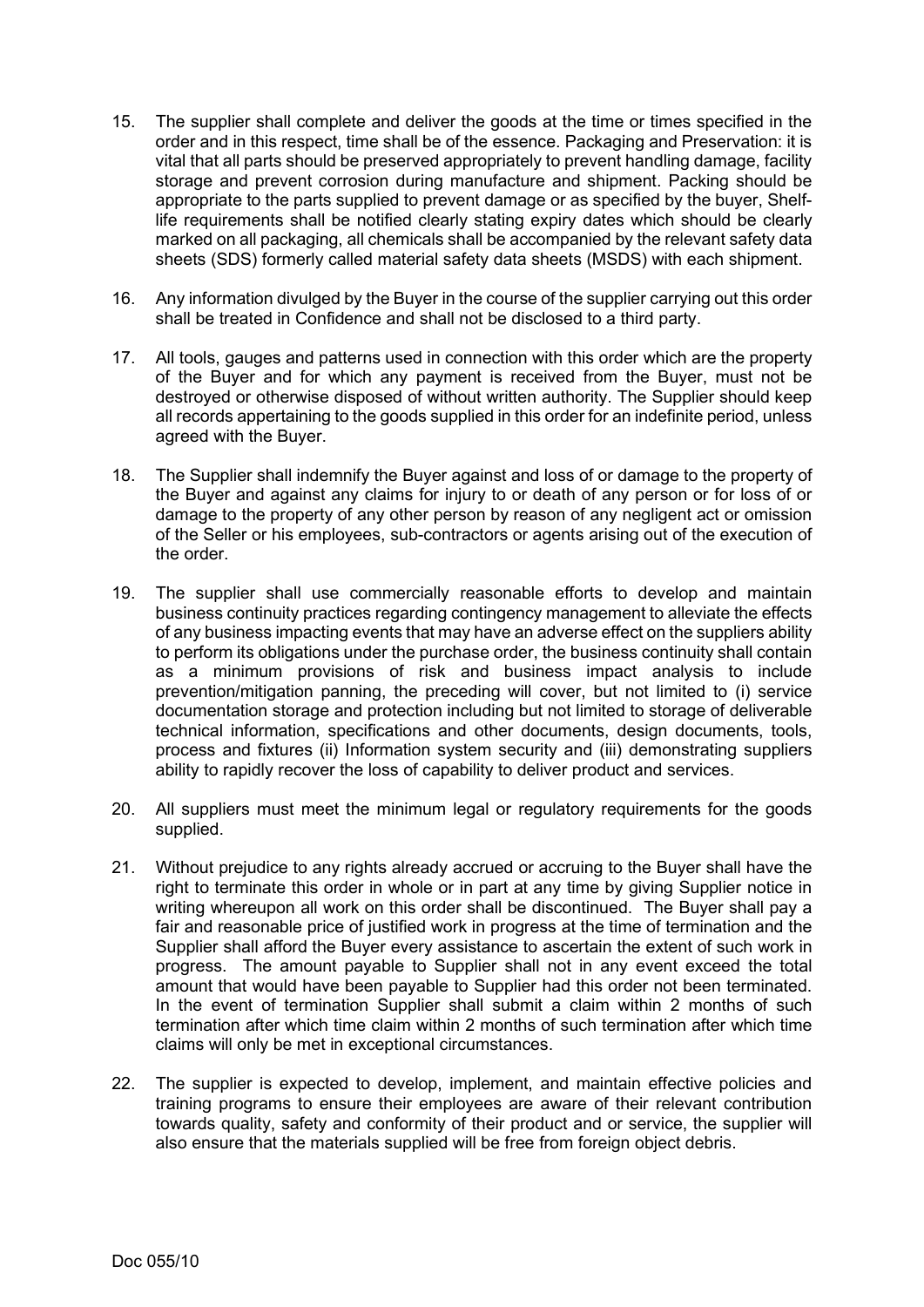15. The supplier shall complete and deliver the goods at the time or times specified in the order and in this respect, time shall be of the essence. Packaging and Preservation: it is vital that all parts should be preserved appropriately to prevent handling damage, facility storage and prevent corrosion during manufacture and shipment. Packing should be appropriate to the parts supplied to prevent damage or as specified by the buyer, Shelf-life requirements shall be notified clearly stating expiry dates which should be clearly marked on all packaging, all chemicals shall be accompanied by the relevant safety data sheets (SDS) formerly called material safety data sheets (MSDS) with each shipment.

16. Any information divulged by the Buyer in the course of the supplier carrying out this order shall be treated in Confidence and shall not be disclosed to a third party.

17. All tools, gauges and patterns used in connection with this order which are the property of the Buyer and for which any payment is received from the Buyer, must not be destroyed or otherwise disposed of without written authority. The Supplier should keep all records appertaining to the goods supplied in this order for an indefinite period, unless agreed with the Buyer.

18. The Supplier shall indemnify the Buyer against and loss of or damage to the property of the Buyer and against any claims for injury to or death of any person or for loss of or damage to the property of any other person by reason of any negligent act or omission of the Seller or his employees, sub-contractors or agents arising out of the execution of the order.

19. The supplier shall use commercially reasonable efforts to develop and maintain business continuity practices regarding contingency management to alleviate the effects of any business impacting events that may have an adverse effect on the suppliers ability to perform its obligations under the purchase order, the business continuity shall contain as a minimum provisions of risk and business impact analysis to include prevention/mitigation panning, the preceding will cover, but not limited to (i) service documentation storage and protection including but not limited to storage of deliverable technical information, specifications and other documents, design documents, tools, process and fixtures (ii) Information system security and (iii) demonstrating suppliers ability to rapidly recover the loss of capability to deliver product and services.

20. All suppliers must meet the minimum legal or regulatory requirements for the goods supplied.

21. Without prejudice to any rights already accrued or accruing to the Buyer shall have the right to terminate this order in whole or in part at any time by giving Supplier notice in writing whereupon all work on this order shall be discontinued. The Buyer shall pay a fair and reasonable price of justified work in progress at the time of termination and the Supplier shall afford the Buyer every assistance to ascertain the extent of such work in progress. The amount payable to Supplier shall not in any event exceed the total amount that would have been payable to Supplier had this order not been terminated. In the event of termination Supplier shall submit a claim within 2 months of such termination after which time claim within 2 months of such termination after which time claims will only be met in exceptional circumstances.

22. The supplier is expected to develop, implement, and maintain effective policies and training programs to ensure their employees are aware of their relevant contribution towards quality, safety and conformity of their product and or service, the supplier will also ensure that the materials supplied will be free from foreign object debris.

Doc 055/10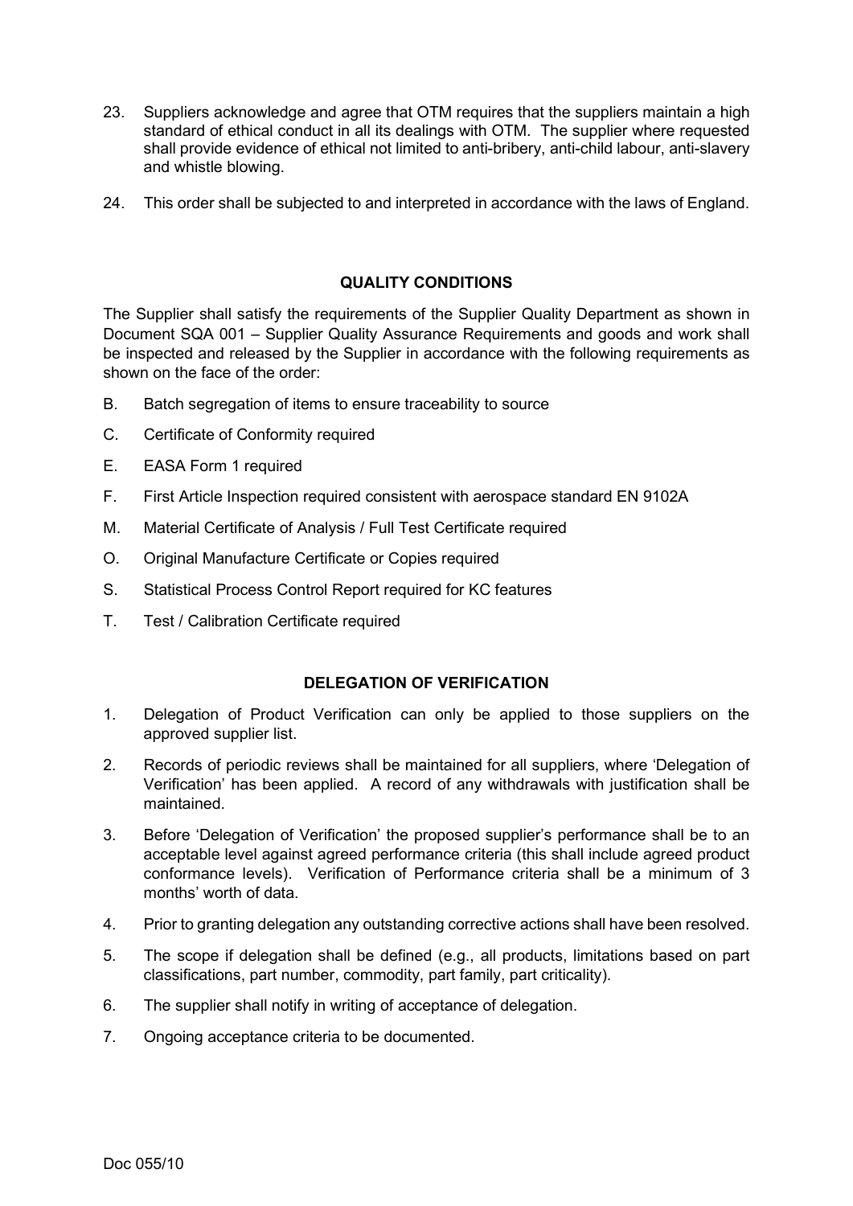23. Suppliers acknowledge and agree that OTM requires that the suppliers maintain a high standard of ethical conduct in all its dealings with OTM. The supplier where requested shall provide evidence of ethical not limited to anti-bribery, anti-child labour, anti-slavery and whistle blowing.

24. This order shall be subjected to and interpreted in accordance with the laws of England.

## QUALITY CONDITIONS

The Supplier shall satisfy the requirements of the Supplier Quality Department as shown in Document SQA 001 – Supplier Quality Assurance Requirements and goods and work shall be inspected and released by the Supplier in accordance with the following requirements as shown on the face of the order:

B. Batch segregation of items to ensure traceability to source

C. Certificate of Conformity required

E. EASA Form 1 required

F. First Article Inspection required consistent with aerospace standard EN 9102A

M. Material Certificate of Analysis / Full Test Certificate required

O. Original Manufacture Certificate or Copies required

S. Statistical Process Control Report required for KC features

T. Test / Calibration Certificate required

## DELEGATION OF VERIFICATION

1. Delegation of Product Verification can only be applied to those suppliers on the approved supplier list.

2. Records of periodic reviews shall be maintained for all suppliers, where 'Delegation of Verification' has been applied. A record of any withdrawals with justification shall be maintained.

3. Before 'Delegation of Verification' the proposed supplier's performance shall be to an acceptable level against agreed performance criteria (this shall include agreed product conformance levels). Verification of Performance criteria shall be a minimum of 3 months' worth of data.

4. Prior to granting delegation any outstanding corrective actions shall have been resolved.

5. The scope if delegation shall be defined (e.g., all products, limitations based on part classifications, part number, commodity, part family, part criticality).

6. The supplier shall notify in writing of acceptance of delegation.

7. Ongoing acceptance criteria to be documented.

Doc 055/10